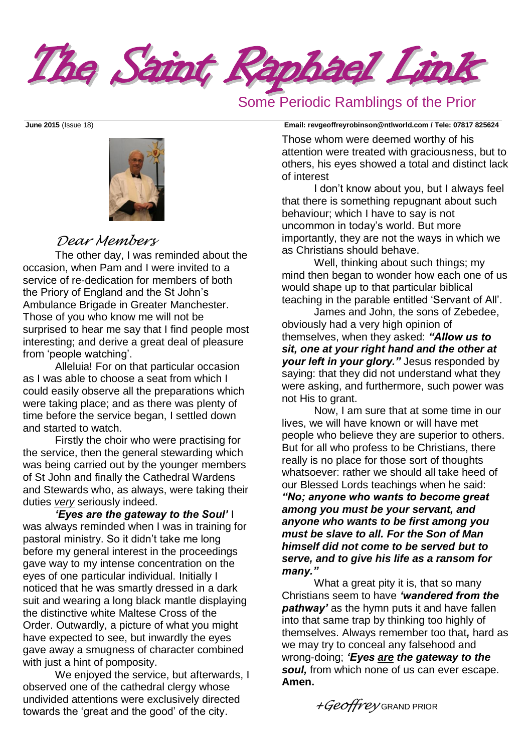# The Saint Raphael Link

## Some Periodic Ramblings of the Prior

**June 2015** (Issue 18) **Email: revgeoffreyrobinson@ntlworld.com / Tele: 07817 825624**

*Dear Members*

The other day, I was reminded about the occasion, when Pam and I were invited to a service of re-dedication for members of both the Priory of England and the St John's Ambulance Brigade in Greater Manchester. Those of you who know me will not be surprised to hear me say that I find people most interesting; and derive a great deal of pleasure from 'people watching'.

Alleluia! For on that particular occasion as I was able to choose a seat from which I could easily observe all the preparations which were taking place; and as there was plenty of time before the service began, I settled down and started to watch.

Firstly the choir who were practising for the service, then the general stewarding which was being carried out by the younger members of St John and finally the Cathedral Wardens and Stewards who, as always, were taking their duties *very* seriously indeed.

***'Eyes are the gateway to the Soul'*** I was always reminded when I was in training for pastoral ministry. So it didn't take me long before my general interest in the proceedings gave way to my intense concentration on the eyes of one particular individual. Initially I noticed that he was smartly dressed in a dark suit and wearing a long black mantle displaying the distinctive white Maltese Cross of the Order. Outwardly, a picture of what you might have expected to see, but inwardly the eyes gave away a smugness of character combined with just a hint of pomposity.

We enjoyed the service, but afterwards, I observed one of the cathedral clergy whose undivided attentions were exclusively directed towards the 'great and the good' of the city. Those whom were deemed worthy of his attention were treated with graciousness, but to others, his eyes showed a total and distinct lack of interest

I don't know about you, but I always feel that there is something repugnant about such behaviour; which I have to say is not uncommon in today's world. But more importantly, they are not the ways in which we as Christians should behave.

Well, thinking about such things; my mind then began to wonder how each one of us would shape up to that particular biblical teaching in the parable entitled 'Servant of All'.

James and John, the sons of Zebedee, obviously had a very high opinion of themselves, when they asked: ***"Allow us to sit, one at your right hand and the other at your left in your glory."*** Jesus responded by saying: that they did not understand what they were asking, and furthermore, such power was not His to grant.

Now, I am sure that at some time in our lives, we will have known or will have met people who believe they are superior to others. But for all who profess to be Christians, there really is no place for those sort of thoughts whatsoever: rather we should all take heed of our Blessed Lords teachings when he said: ***"No; anyone who wants to become great among you must be your servant, and anyone who wants to be first among you must be slave to all. For the Son of Man himself did not come to be served but to serve, and to give his life as a ransom for many."***

What a great pity it is, that so many Christians seem to have ***'wandered from the pathway'*** as the hymn puts it and have fallen into that same trap by thinking too highly of themselves. Always remember too that***,*** hard as we may try to conceal any falsehood and wrong-doing; ***'Eyes are the gateway to the soul,*** from which none of us can ever escape. **Amen.**

*+Geoffrey* GRAND PRIOR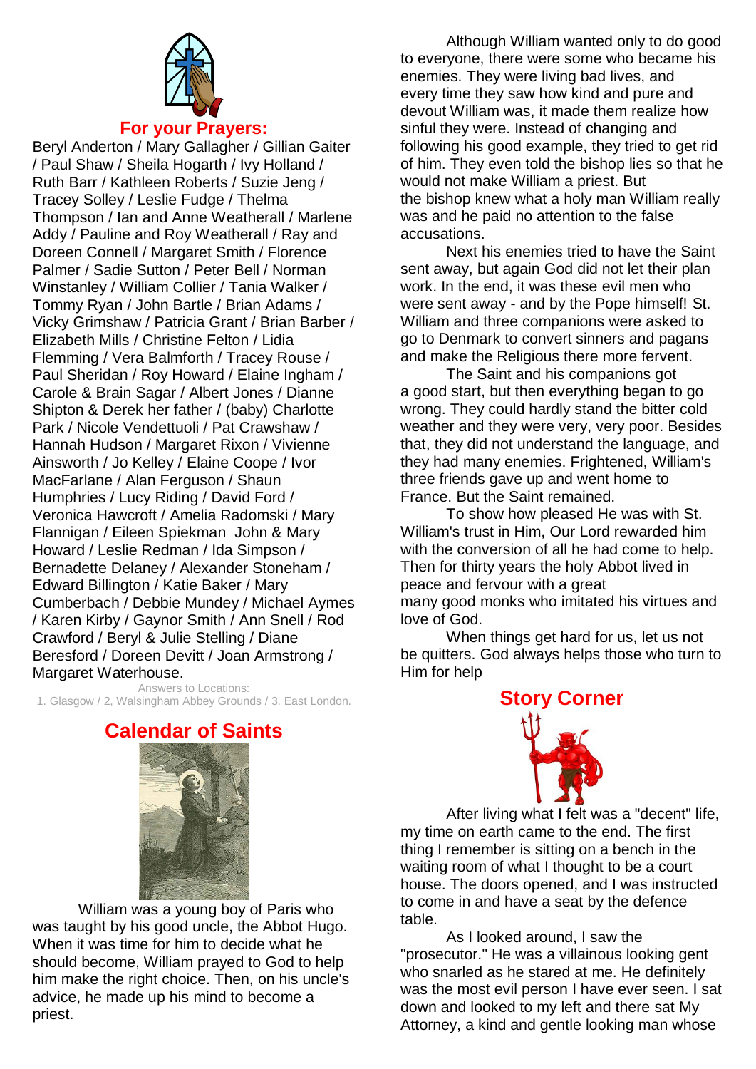## For your Prayers:

Beryl Anderton / Mary Gallagher / Gillian Gaiter / Paul Shaw / Sheila Hogarth / Ivy Holland / Ruth Barr / Kathleen Roberts / Suzie Jeng / Tracey Solley / Leslie Fudge / Thelma Thompson / Ian and Anne Weatherall / Marlene Addy / Pauline and Roy Weatherall / Ray and Doreen Connell / Margaret Smith / Florence Palmer / Sadie Sutton / Peter Bell / Norman Winstanley / William Collier / Tania Walker / Tommy Ryan / John Bartle / Brian Adams / Vicky Grimshaw / Patricia Grant / Brian Barber / Elizabeth Mills / Christine Felton / Lidia Flemming / Vera Balmforth / Tracey Rouse / Paul Sheridan / Roy Howard / Elaine Ingham / Carole & Brain Sagar / Albert Jones / Dianne Shipton & Derek her father / (baby) Charlotte Park / Nicole Vendettuoli / Pat Crawshaw / Hannah Hudson / Margaret Rixon / Vivienne Ainsworth / Jo Kelley / Elaine Coope / Ivor MacFarlane / Alan Ferguson / Shaun Humphries / Lucy Riding / David Ford / Veronica Hawcroft / Amelia Radomski / Mary Flannigan / Eileen Spiekman John & Mary Howard / Leslie Redman / Ida Simpson / Bernadette Delaney / Alexander Stoneham / Edward Billington / Katie Baker / Mary Cumberbach / Debbie Mundey / Michael Aymes / Karen Kirby / Gaynor Smith / Ann Snell / Rod Crawford / Beryl & Julie Stelling / Diane Beresford / Doreen Devitt / Joan Armstrong / Margaret Waterhouse.

Answers to Locations:
1. Glasgow / 2, Walsingham Abbey Grounds / 3. East London.

## Calendar of Saints

William was a young boy of Paris who was taught by his good uncle, the Abbot Hugo. When it was time for him to decide what he should become, William prayed to God to help him make the right choice. Then, on his uncle's advice, he made up his mind to become a priest.

Although William wanted only to do good to everyone, there were some who became his enemies. They were living bad lives, and every time they saw how kind and pure and devout William was, it made them realize how sinful they were. Instead of changing and following his good example, they tried to get rid of him. They even told the bishop lies so that he would not make William a priest. But the bishop knew what a holy man William really was and he paid no attention to the false accusations.

Next his enemies tried to have the Saint sent away, but again God did not let their plan work. In the end, it was these evil men who were sent away - and by the Pope himself! St. William and three companions were asked to go to Denmark to convert sinners and pagans and make the Religious there more fervent.

The Saint and his companions got a good start, but then everything began to go wrong. They could hardly stand the bitter cold weather and they were very, very poor. Besides that, they did not understand the language, and they had many enemies. Frightened, William's three friends gave up and went home to France. But the Saint remained.

To show how pleased He was with St. William's trust in Him, Our Lord rewarded him with the conversion of all he had come to help. Then for thirty years the holy Abbot lived in peace and fervour with a great many good monks who imitated his virtues and love of God.

When things get hard for us, let us not be quitters. God always helps those who turn to Him for help

## Story Corner

After living what I felt was a "decent" life, my time on earth came to the end. The first thing I remember is sitting on a bench in the waiting room of what I thought to be a court house. The doors opened, and I was instructed to come in and have a seat by the defence table.

As I looked around, I saw the "prosecutor." He was a villainous looking gent who snarled as he stared at me. He definitely was the most evil person I have ever seen. I sat down and looked to my left and there sat My Attorney, a kind and gentle looking man whose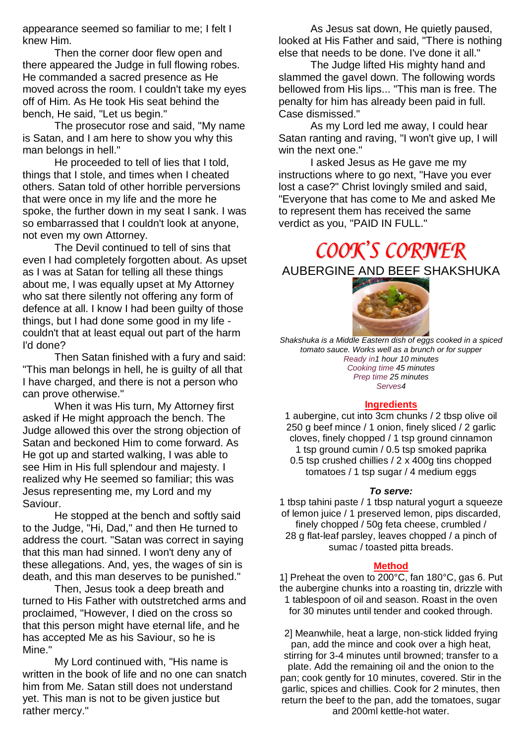appearance seemed so familiar to me; I felt I knew Him.

Then the corner door flew open and there appeared the Judge in full flowing robes. He commanded a sacred presence as He moved across the room. I couldn't take my eyes off of Him. As He took His seat behind the bench, He said, "Let us begin."

The prosecutor rose and said, "My name is Satan, and I am here to show you why this man belongs in hell."

He proceeded to tell of lies that I told, things that I stole, and times when I cheated others. Satan told of other horrible perversions that were once in my life and the more he spoke, the further down in my seat I sank. I was so embarrassed that I couldn't look at anyone, not even my own Attorney.

The Devil continued to tell of sins that even I had completely forgotten about. As upset as I was at Satan for telling all these things about me, I was equally upset at My Attorney who sat there silently not offering any form of defence at all. I know I had been guilty of those things, but I had done some good in my life - couldn't that at least equal out part of the harm I'd done?

Then Satan finished with a fury and said: "This man belongs in hell, he is guilty of all that I have charged, and there is not a person who can prove otherwise."

When it was His turn, My Attorney first asked if He might approach the bench. The Judge allowed this over the strong objection of Satan and beckoned Him to come forward. As He got up and started walking, I was able to see Him in His full splendour and majesty. I realized why He seemed so familiar; this was Jesus representing me, my Lord and my Saviour.

He stopped at the bench and softly said to the Judge, "Hi, Dad," and then He turned to address the court. "Satan was correct in saying that this man had sinned. I won't deny any of these allegations. And, yes, the wages of sin is death, and this man deserves to be punished."

Then, Jesus took a deep breath and turned to His Father with outstretched arms and proclaimed, "However, I died on the cross so that this person might have eternal life, and he has accepted Me as his Saviour, so he is Mine."

My Lord continued with, "His name is written in the book of life and no one can snatch him from Me. Satan still does not understand yet. This man is not to be given justice but rather mercy."

As Jesus sat down, He quietly paused, looked at His Father and said, "There is nothing else that needs to be done. I've done it all."

The Judge lifted His mighty hand and slammed the gavel down. The following words bellowed from His lips... "This man is free. The penalty for him has already been paid in full. Case dismissed."

As my Lord led me away, I could hear Satan ranting and raving, "I won't give up, I will win the next one."

I asked Jesus as He gave me my instructions where to go next, "Have you ever lost a case?" Christ lovingly smiled and said, "Everyone that has come to Me and asked Me to represent them has received the same verdict as you, "PAID IN FULL."

# COOK'S CORNER

## AUBERGINE AND BEEF SHAKSHUKA

*Shakshuka is a Middle Eastern dish of eggs cooked in a spiced tomato sauce. Works well as a brunch or for supper*
*Ready in1 hour 10 minutes*
*Cooking time 45 minutes*
*Prep time 25 minutes*
*Serves4*

### Ingredients

1 aubergine, cut into 3cm chunks / 2 tbsp olive oil 250 g beef mince / 1 onion, finely sliced / 2 garlic cloves, finely chopped / 1 tsp ground cinnamon 1 tsp ground cumin / 0.5 tsp smoked paprika 0.5 tsp crushed chillies / 2 x 400g tins chopped tomatoes / 1 tsp sugar / 4 medium eggs

***To serve:***

1 tbsp tahini paste / 1 tbsp natural yogurt a squeeze of lemon juice / 1 preserved lemon, pips discarded, finely chopped / 50g feta cheese, crumbled / 28 g flat-leaf parsley, leaves chopped / a pinch of sumac / toasted pitta breads.

### Method

1] Preheat the oven to 200°C, fan 180°C, gas 6. Put the aubergine chunks into a roasting tin, drizzle with 1 tablespoon of oil and season. Roast in the oven for 30 minutes until tender and cooked through.

2] Meanwhile, heat a large, non-stick lidded frying pan, add the mince and cook over a high heat, stirring for 3-4 minutes until browned; transfer to a plate. Add the remaining oil and the onion to the pan; cook gently for 10 minutes, covered. Stir in the garlic, spices and chillies. Cook for 2 minutes, then return the beef to the pan, add the tomatoes, sugar and 200ml kettle-hot water.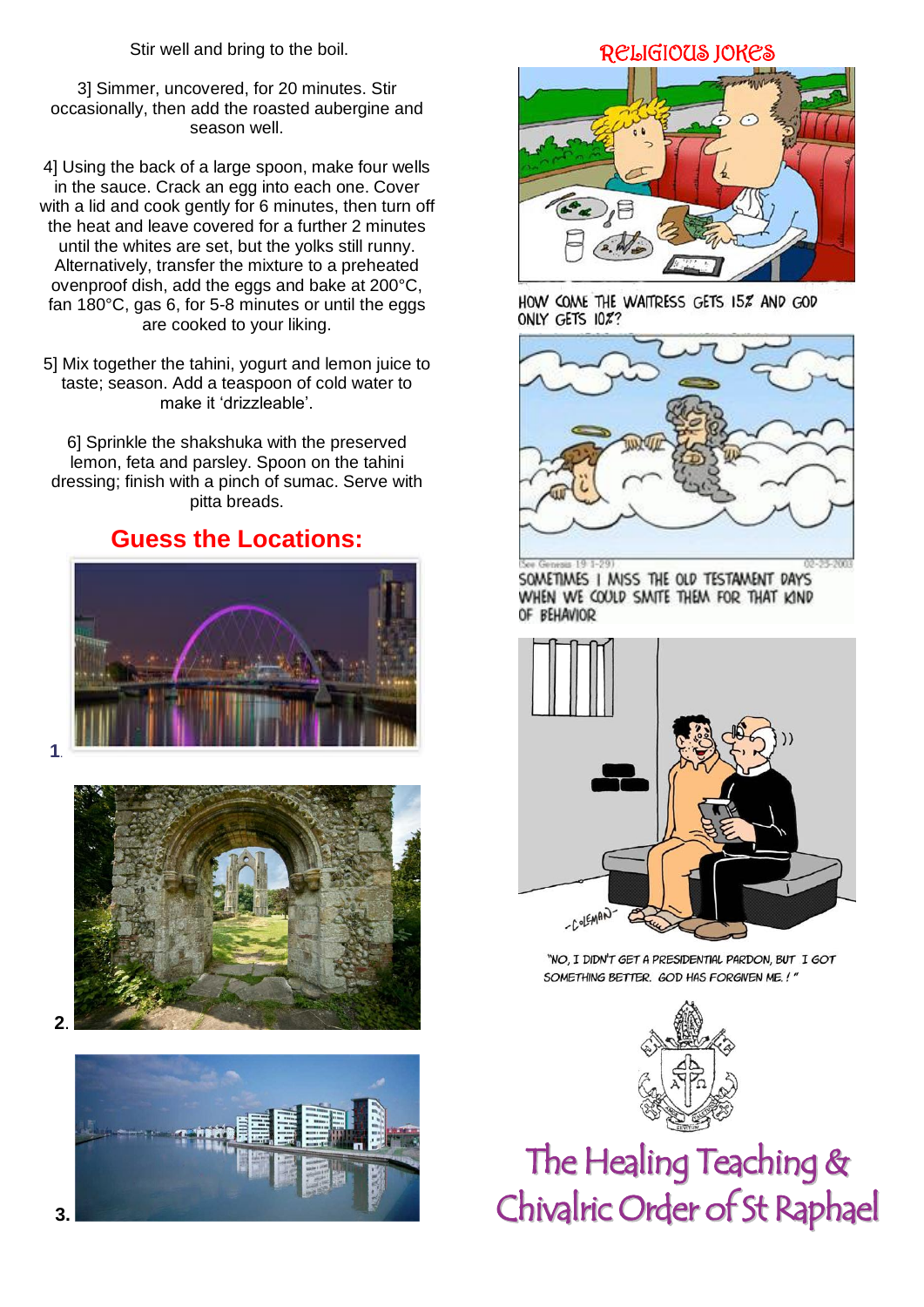Stir well and bring to the boil.

3] Simmer, uncovered, for 20 minutes. Stir occasionally, then add the roasted aubergine and season well.

4] Using the back of a large spoon, make four wells in the sauce. Crack an egg into each one. Cover with a lid and cook gently for 6 minutes, then turn off the heat and leave covered for a further 2 minutes until the whites are set, but the yolks still runny. Alternatively, transfer the mixture to a preheated ovenproof dish, add the eggs and bake at 200°C, fan 180°C, gas 6, for 5-8 minutes or until the eggs are cooked to your liking.

5] Mix together the tahini, yogurt and lemon juice to taste; season. Add a teaspoon of cold water to make it 'drizzleable'.

6] Sprinkle the shakshuka with the preserved lemon, feta and parsley. Spoon on the tahini dressing; finish with a pinch of sumac. Serve with pitta breads.

## Guess the Locations:

1.

2.

3.

## RELIGIOUS JOKES

HOW COME THE WAITRESS GETS 15% AND GOD ONLY GETS 10%?

(See Genesis 19:1-29) 02-25-2003

SOMETIMES I MISS THE OLD TESTAMENT DAYS WHEN WE COULD SMITE THEM FOR THAT KIND OF BEHAVIOR

"NO, I DIDN'T GET A PRESIDENTIAL PARDON, BUT I GOT SOMETHING BETTER. GOD HAS FORGIVEN ME. !"

# The Healing Teaching & Chivalric Order of St Raphael